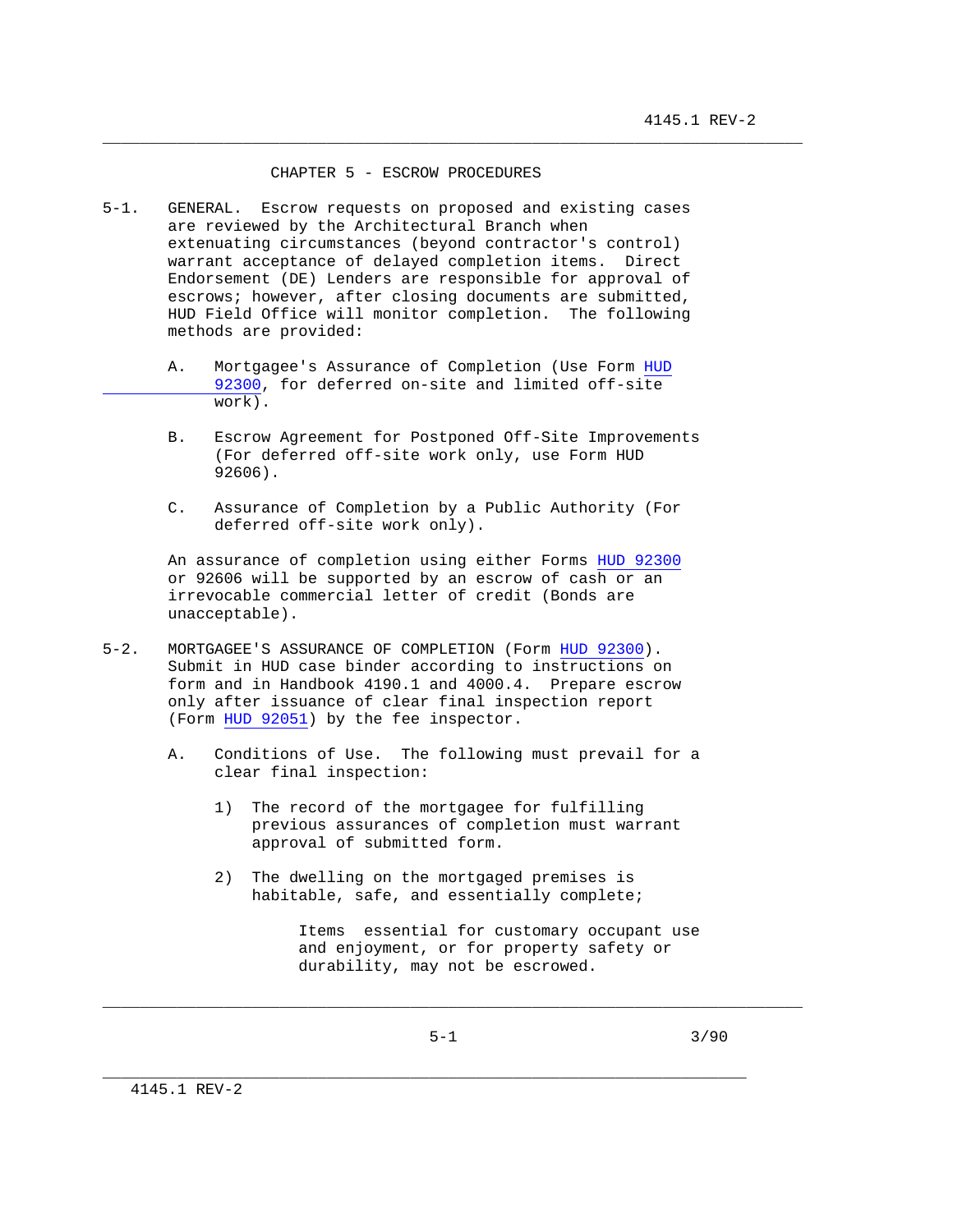# CHAPTER 5 - ESCROW PROCEDURES

5-1. GENERAL. Escrow requests on proposed and existing cases are reviewed by the Architectural Branch when extenuating circumstances (beyond contractor's control) warrant acceptance of delayed completion items. Direct Endorsement (DE) Lenders are responsible for approval of escrows; however, after closing documents are submitted, HUD Field Office will monitor completion. The following methods are provided:

A. Mortgagee's Assurance of Completion (Use Form HUD 92300, for deferred on-site and limited off-site work).

B. Escrow Agreement for Postponed Off-Site Improvements (For deferred off-site work only, use Form HUD 92606).

C. Assurance of Completion by a Public Authority (For deferred off-site work only).

An assurance of completion using either Forms HUD 92300 or 92606 will be supported by an escrow of cash or an irrevocable commercial letter of credit (Bonds are unacceptable).

5-2. MORTGAGEE'S ASSURANCE OF COMPLETION (Form HUD 92300). Submit in HUD case binder according to instructions on form and in Handbook 4190.1 and 4000.4. Prepare escrow only after issuance of clear final inspection report (Form HUD 92051) by the fee inspector.

A. Conditions of Use. The following must prevail for a clear final inspection:

1) The record of the mortgagee for fulfilling previous assurances of completion must warrant approval of submitted form.

2) The dwelling on the mortgaged premises is habitable, safe, and essentially complete;

Items essential for customary occupant use and enjoyment, or for property safety or durability, may not be escrowed.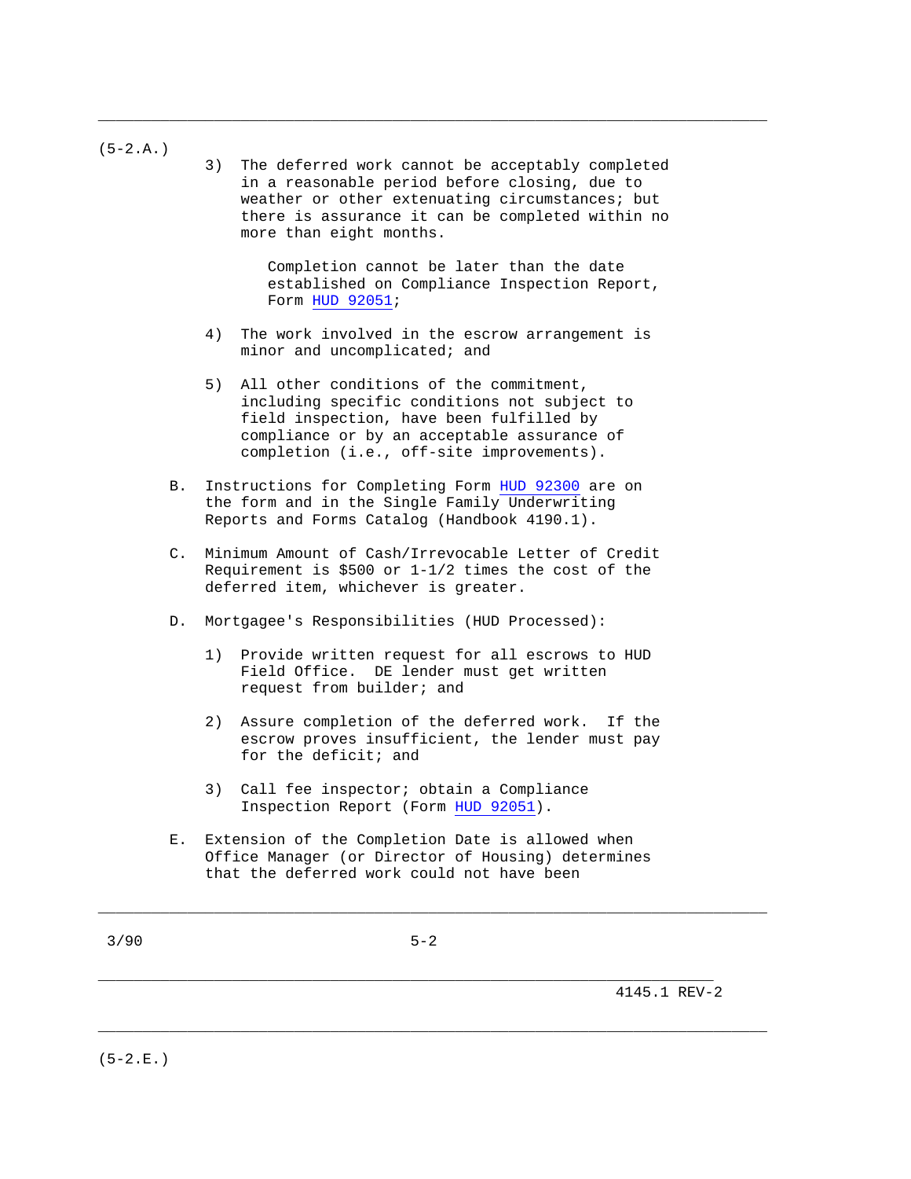(5-2.A.)

3) The deferred work cannot be acceptably completed in a reasonable period before closing, due to weather or other extenuating circumstances; but there is assurance it can be completed within no more than eight months.

   Completion cannot be later than the date established on Compliance Inspection Report, Form HUD 92051;

4) The work involved in the escrow arrangement is minor and uncomplicated; and

5) All other conditions of the commitment, including specific conditions not subject to field inspection, have been fulfilled by compliance or by an acceptable assurance of completion (i.e., off-site improvements).

B. Instructions for Completing Form HUD 92300 are on the form and in the Single Family Underwriting Reports and Forms Catalog (Handbook 4190.1).

C. Minimum Amount of Cash/Irrevocable Letter of Credit Requirement is $500 or 1-1/2 times the cost of the deferred item, whichever is greater.

D. Mortgagee's Responsibilities (HUD Processed):

1) Provide written request for all escrows to HUD Field Office. DE lender must get written request from builder; and

2) Assure completion of the deferred work. If the escrow proves insufficient, the lender must pay for the deficit; and

3) Call fee inspector; obtain a Compliance Inspection Report (Form HUD 92051).

E. Extension of the Completion Date is allowed when Office Manager (or Director of Housing) determines that the deferred work could not have been

(5-2.E.)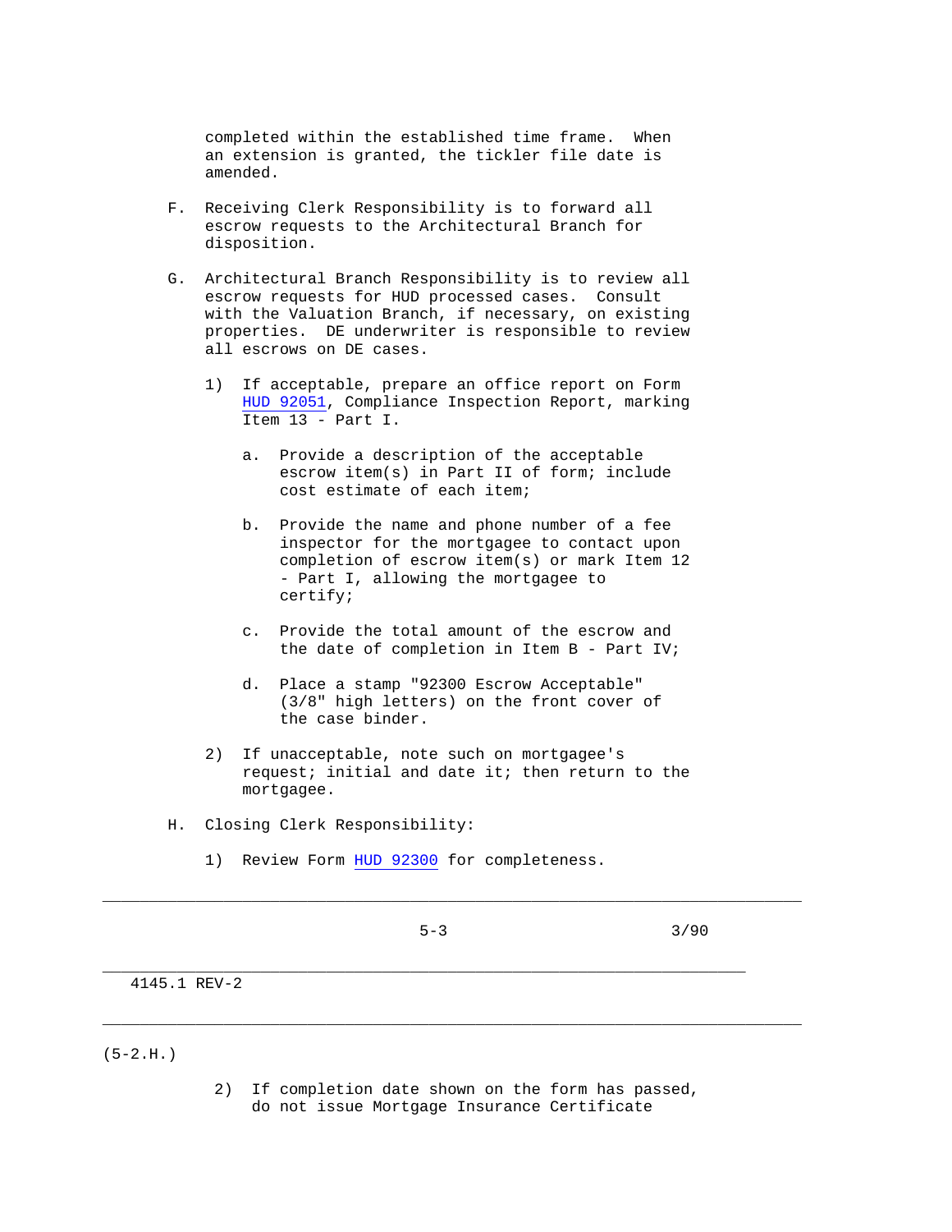completed within the established time frame. When an extension is granted, the tickler file date is amended.

F. Receiving Clerk Responsibility is to forward all escrow requests to the Architectural Branch for disposition.

G. Architectural Branch Responsibility is to review all escrow requests for HUD processed cases. Consult with the Valuation Branch, if necessary, on existing properties. DE underwriter is responsible to review all escrows on DE cases.

   1) If acceptable, prepare an office report on Form HUD 92051, Compliance Inspection Report, marking Item 13 - Part I.

      a. Provide a description of the acceptable escrow item(s) in Part II of form; include cost estimate of each item;

      b. Provide the name and phone number of a fee inspector for the mortgagee to contact upon completion of escrow item(s) or mark Item 12 - Part I, allowing the mortgagee to certify;

      c. Provide the total amount of the escrow and the date of completion in Item B - Part IV;

      d. Place a stamp "92300 Escrow Acceptable" (3/8" high letters) on the front cover of the case binder.

   2) If unacceptable, note such on mortgagee's request; initial and date it; then return to the mortgagee.

H. Closing Clerk Responsibility:

   1) Review Form HUD 92300 for completeness.

(5-2.H.)

   2) If completion date shown on the form has passed, do not issue Mortgage Insurance Certificate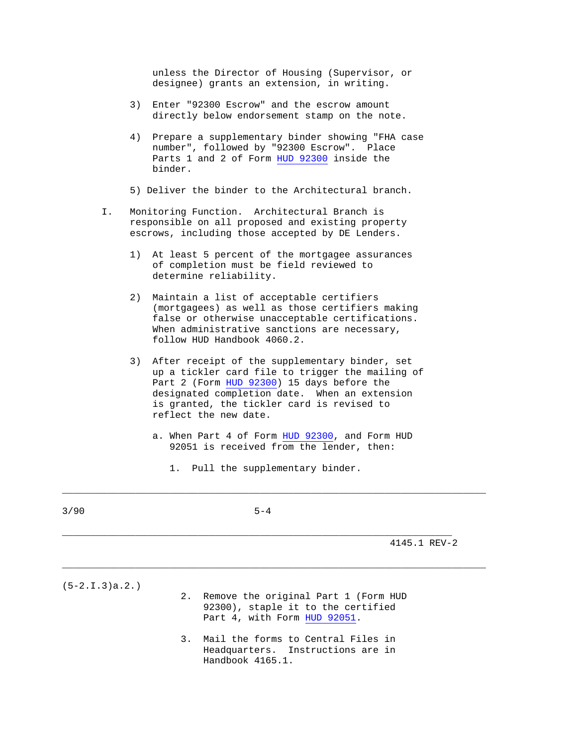unless the Director of Housing (Supervisor, or designee) grants an extension, in writing.

3) Enter "92300 Escrow" and the escrow amount directly below endorsement stamp on the note.

4) Prepare a supplementary binder showing "FHA case number", followed by "92300 Escrow". Place Parts 1 and 2 of Form HUD 92300 inside the binder.

5) Deliver the binder to the Architectural branch.

I. Monitoring Function. Architectural Branch is responsible on all proposed and existing property escrows, including those accepted by DE Lenders.

1) At least 5 percent of the mortgagee assurances of completion must be field reviewed to determine reliability.

2) Maintain a list of acceptable certifiers (mortgagees) as well as those certifiers making false or otherwise unacceptable certifications. When administrative sanctions are necessary, follow HUD Handbook 4060.2.

3) After receipt of the supplementary binder, set up a tickler card file to trigger the mailing of Part 2 (Form HUD 92300) 15 days before the designated completion date. When an extension is granted, the tickler card is revised to reflect the new date.

a. When Part 4 of Form HUD 92300, and Form HUD 92051 is received from the lender, then:

1. Pull the supplementary binder.

(5-2.I.3)a.2.)

2. Remove the original Part 1 (Form HUD 92300), staple it to the certified Part 4, with Form HUD 92051.

3. Mail the forms to Central Files in Headquarters. Instructions are in Handbook 4165.1.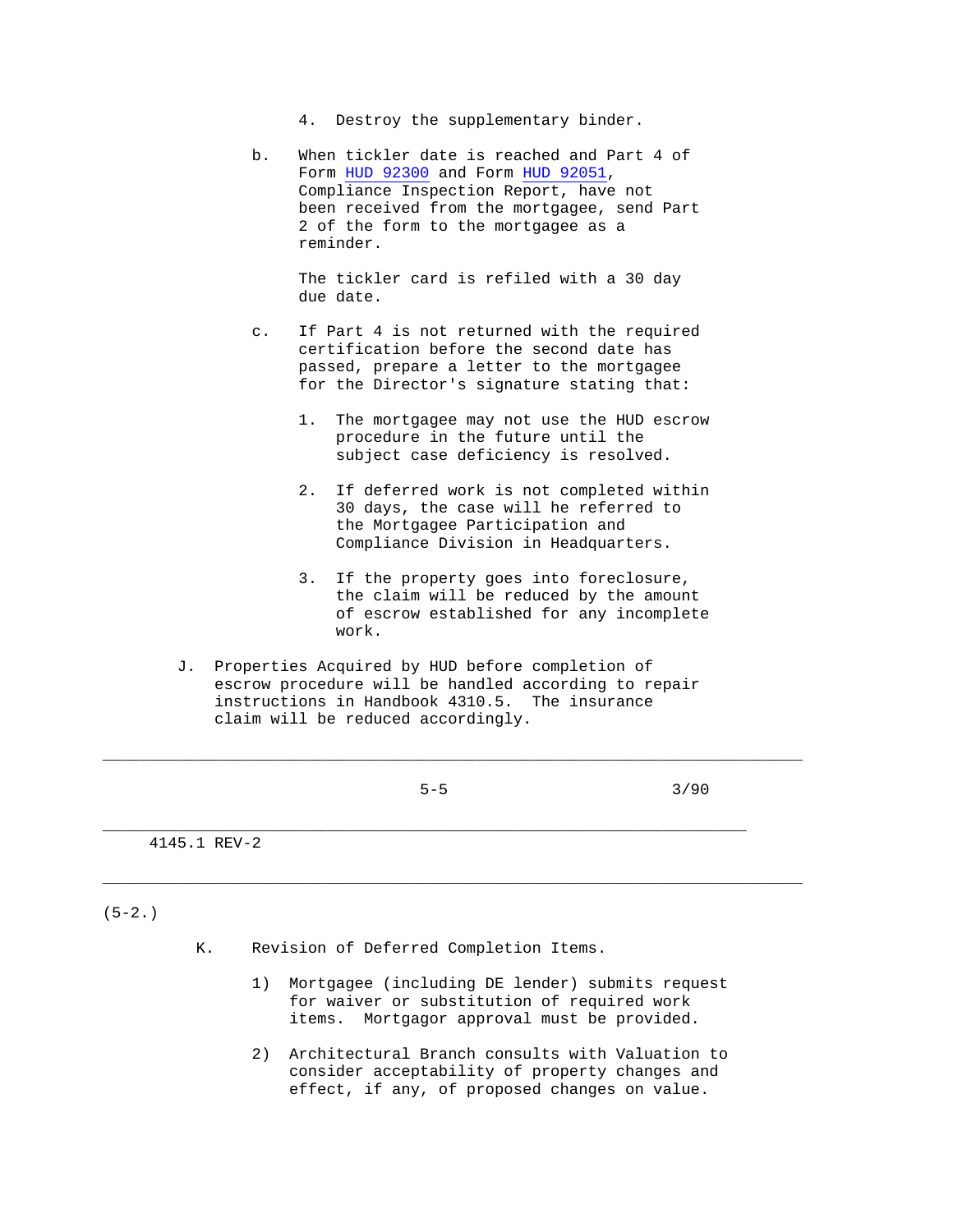4. Destroy the supplementary binder.

b. When tickler date is reached and Part 4 of Form HUD 92300 and Form HUD 92051, Compliance Inspection Report, have not been received from the mortgagee, send Part 2 of the form to the mortgagee as a reminder.

The tickler card is refiled with a 30 day due date.

c. If Part 4 is not returned with the required certification before the second date has passed, prepare a letter to the mortgagee for the Director's signature stating that:

1. The mortgagee may not use the HUD escrow procedure in the future until the subject case deficiency is resolved.

2. If deferred work is not completed within 30 days, the case will he referred to the Mortgagee Participation and Compliance Division in Headquarters.

3. If the property goes into foreclosure, the claim will be reduced by the amount of escrow established for any incomplete work.

J. Properties Acquired by HUD before completion of escrow procedure will be handled according to repair instructions in Handbook 4310.5. The insurance claim will be reduced accordingly.

(5-2.)

K. Revision of Deferred Completion Items.

1) Mortgagee (including DE lender) submits request for waiver or substitution of required work items. Mortgagor approval must be provided.

2) Architectural Branch consults with Valuation to consider acceptability of property changes and effect, if any, of proposed changes on value.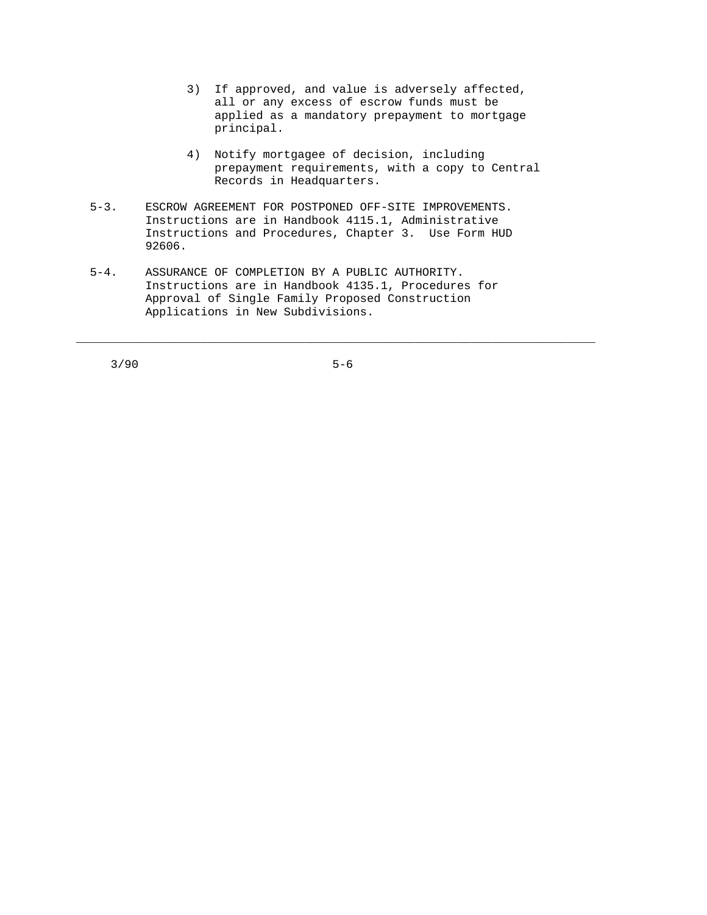3) If approved, and value is adversely affected, all or any excess of escrow funds must be applied as a mandatory prepayment to mortgage principal.

4) Notify mortgagee of decision, including prepayment requirements, with a copy to Central Records in Headquarters.

5-3. ESCROW AGREEMENT FOR POSTPONED OFF-SITE IMPROVEMENTS. Instructions are in Handbook 4115.1, Administrative Instructions and Procedures, Chapter 3. Use Form HUD 92606.

5-4. ASSURANCE OF COMPLETION BY A PUBLIC AUTHORITY. Instructions are in Handbook 4135.1, Procedures for Approval of Single Family Proposed Construction Applications in New Subdivisions.